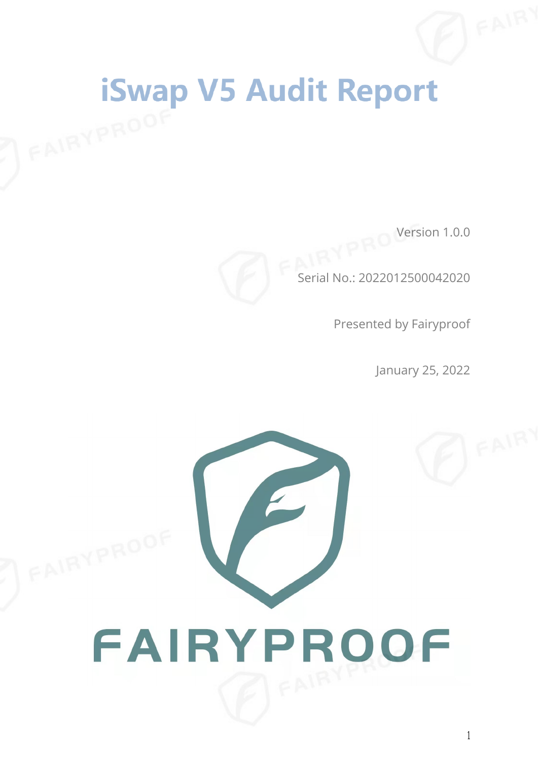# iSwap V5 Audit Report

Version 1.0.0

Serial No.: 2022012500042020

Presented by Fairyproof

January 25, 2022

FAIRYPROOF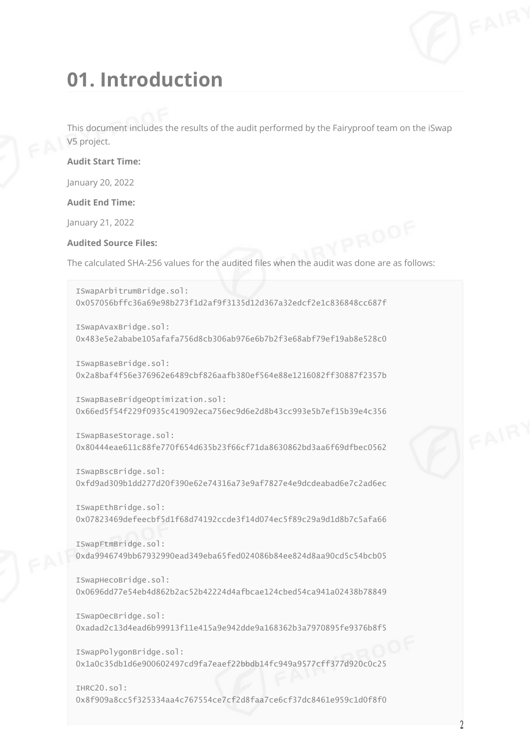# 01. Introduction

This document includes the results of the audit performed by the Fairyproof team on the iSwap V5 project.

**Audit Start Time:**

January 20, 2022

**Audit End Time:**

January 21, 2022

**Audited Source Files:**

The calculated SHA-256 values for the audited files when the audit was done are as follows:

```
ISwapArbitrumBridge.sol:
0x057056bffc36a69e98b273f1d2af9f3135d12d367a32edcf2e1c836848cc687f

ISwapAvaxBridge.sol:
0x483e5e2ababe105afafa756d8cb306ab976e6b7b2f3e68abf79ef19ab8e528c0

ISwapBaseBridge.sol:
0x2a8baf4f56e376962e6489cbf826aafb380ef564e88e1216082ff30887f2357b

ISwapBaseBridgeOptimization.sol:
0x66ed5f54f229f0935c419092eca756ec9d6e2d8b43cc993e5b7ef15b39e4c356

ISwapBaseStorage.sol:
0x80444eae611c88fe770f654d635b23f66cf71da8630862bd3aa6f69dfbec0562

ISwapBscBridge.sol:
0xfd9ad309b1dd277d20f390e62e74316a73e9af7827e4e9dcdeabad6e7c2ad6ec

ISwapEthBridge.sol:
0x07823469defeecbf5d1f68d74192ccde3f14d074ec5f89c29a9d1d8b7c5afa66

ISwapFtmBridge.sol:
0xda9946749bb67932990ead349eba65fed024086b84ee824d8aa90cd5c54bcb05

ISwapHecoBridge.sol:
0x0696dd77e54eb4d862b2ac52b42224d4afbcae124cbed54ca941a02438b78849

ISwapOecBridge.sol:
0xadad2c13d4ead6b99913f11e415a9e942dde9a168362b3a7970895fe9376b8f5

ISwapPolygonBridge.sol:
0x1a0c35db1d6e900602497cd9fa7eaef22bbdb14fc949a9577cff377d920c0c25

IHRC20.sol:
0x8f909a8cc5f325334aa4c767554ce7cf2d8faa7ce6cf37dc8461e959c1d0f8f0
```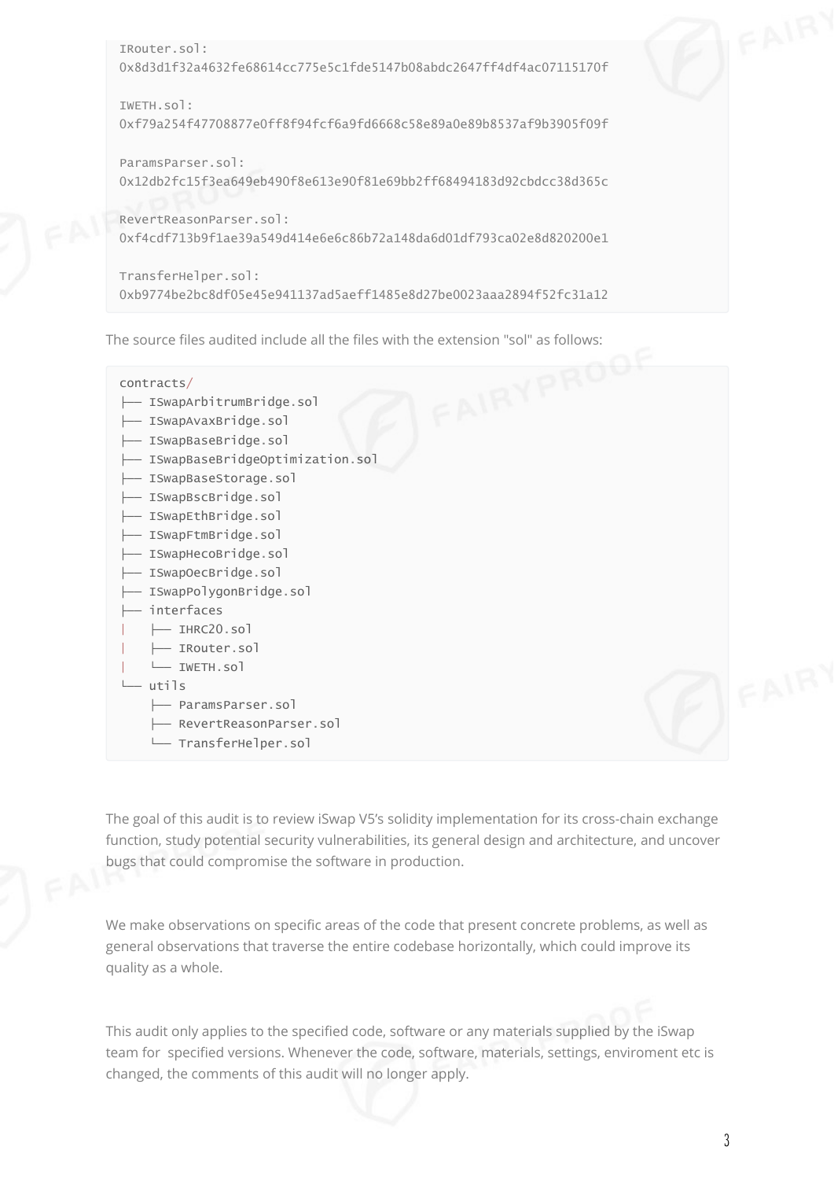```
IRouter.sol:
0x8d3d1f32a4632fe68614cc775e5c1fde5147b08abdc2647ff4df4ac07115170f

IWETH.sol:
0xf79a254f47708877e0ff8f94fcf6a9fd6668c58e89a0e89b8537af9b3905f09f

ParamsParser.sol:
0x12db2fc15f3ea649eb490f8e613e90f81e69bb2ff68494183d92cbdcc38d365c

RevertReasonParser.sol:
0xf4cdf713b9f1ae39a549d414e6e6c86b72a148da6d01df793ca02e8d820200e1

TransferHelper.sol:
0xb9774be2bc8df05e45e941137ad5aeff1485e8d27be0023aaa2894f52fc31a12
```

The source files audited include all the files with the extension "sol" as follows:

```
contracts/
├── ISwapArbitrumBridge.sol
├── ISwapAvaxBridge.sol
├── ISwapBaseBridge.sol
├── ISwapBaseBridgeOptimization.sol
├── ISwapBaseStorage.sol
├── ISwapBscBridge.sol
├── ISwapEthBridge.sol
├── ISwapFtmBridge.sol
├── ISwapHecoBridge.sol
├── ISwapOecBridge.sol
├── ISwapPolygonBridge.sol
├── interfaces
|   ├── IHRC20.sol
|   ├── IRouter.sol
|   └── IWETH.sol
└── utils
    ├── ParamsParser.sol
    ├── RevertReasonParser.sol
    └── TransferHelper.sol
```

The goal of this audit is to review iSwap V5's solidity implementation for its cross-chain exchange function, study potential security vulnerabilities, its general design and architecture, and uncover bugs that could compromise the software in production.

We make observations on specific areas of the code that present concrete problems, as well as general observations that traverse the entire codebase horizontally, which could improve its quality as a whole.

This audit only applies to the specified code, software or any materials supplied by the iSwap team for specified versions. Whenever the code, software, materials, settings, enviroment etc is changed, the comments of this audit will no longer apply.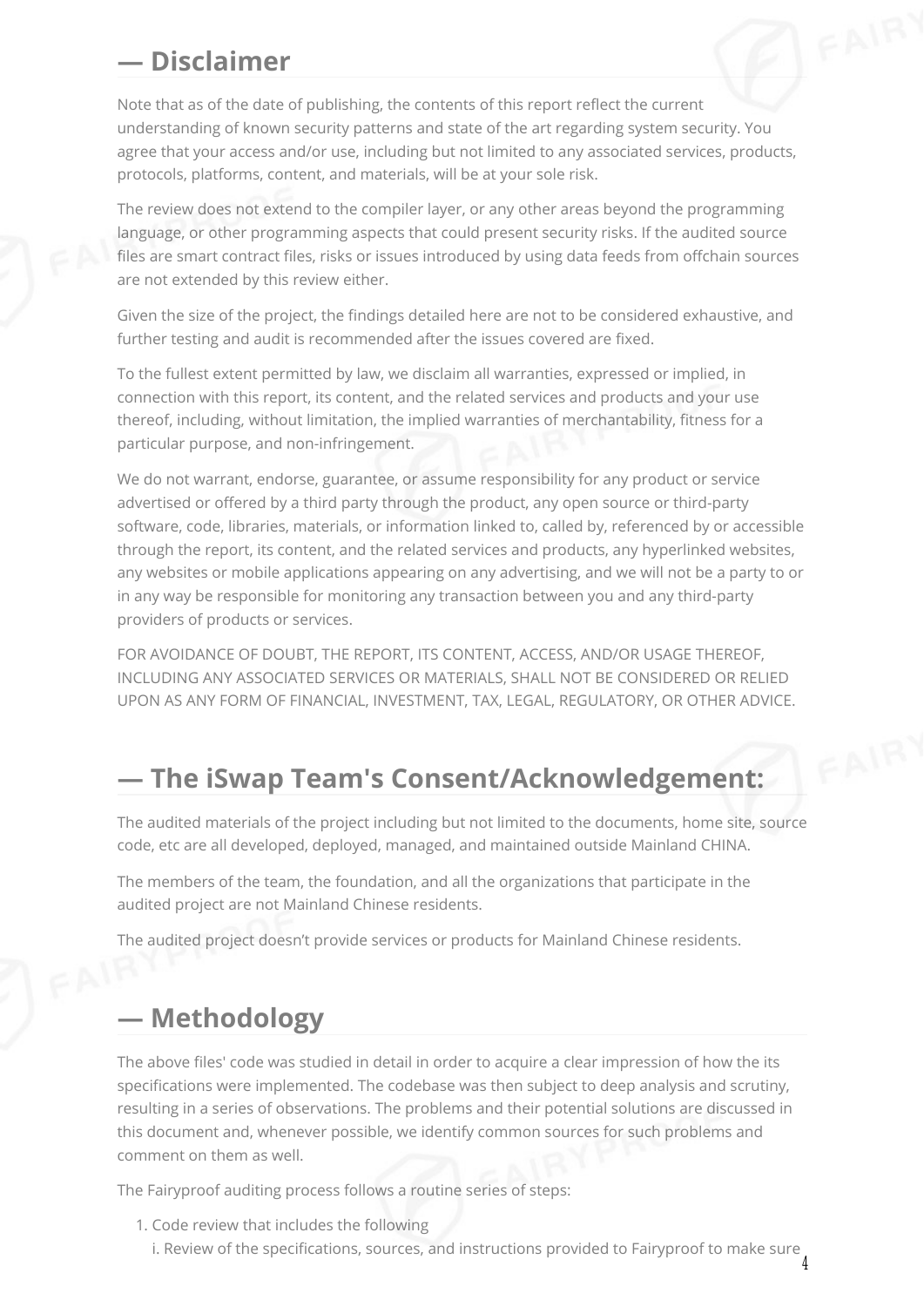## — Disclaimer

Note that as of the date of publishing, the contents of this report reflect the current understanding of known security patterns and state of the art regarding system security. You agree that your access and/or use, including but not limited to any associated services, products, protocols, platforms, content, and materials, will be at your sole risk.

The review does not extend to the compiler layer, or any other areas beyond the programming language, or other programming aspects that could present security risks. If the audited source files are smart contract files, risks or issues introduced by using data feeds from offchain sources are not extended by this review either.

Given the size of the project, the findings detailed here are not to be considered exhaustive, and further testing and audit is recommended after the issues covered are fixed.

To the fullest extent permitted by law, we disclaim all warranties, expressed or implied, in connection with this report, its content, and the related services and products and your use thereof, including, without limitation, the implied warranties of merchantability, fitness for a particular purpose, and non-infringement.

We do not warrant, endorse, guarantee, or assume responsibility for any product or service advertised or offered by a third party through the product, any open source or third-party software, code, libraries, materials, or information linked to, called by, referenced by or accessible through the report, its content, and the related services and products, any hyperlinked websites, any websites or mobile applications appearing on any advertising, and we will not be a party to or in any way be responsible for monitoring any transaction between you and any third-party providers of products or services.

FOR AVOIDANCE OF DOUBT, THE REPORT, ITS CONTENT, ACCESS, AND/OR USAGE THEREOF, INCLUDING ANY ASSOCIATED SERVICES OR MATERIALS, SHALL NOT BE CONSIDERED OR RELIED UPON AS ANY FORM OF FINANCIAL, INVESTMENT, TAX, LEGAL, REGULATORY, OR OTHER ADVICE.

## — The iSwap Team's Consent/Acknowledgement:

The audited materials of the project including but not limited to the documents, home site, source code, etc are all developed, deployed, managed, and maintained outside Mainland CHINA.

The members of the team, the foundation, and all the organizations that participate in the audited project are not Mainland Chinese residents.

The audited project doesn't provide services or products for Mainland Chinese residents.

## — Methodology

The above files' code was studied in detail in order to acquire a clear impression of how the its specifications were implemented. The codebase was then subject to deep analysis and scrutiny, resulting in a series of observations. The problems and their potential solutions are discussed in this document and, whenever possible, we identify common sources for such problems and comment on them as well.

The Fairyproof auditing process follows a routine series of steps:

1. Code review that includes the following
   i. Review of the specifications, sources, and instructions provided to Fairyproof to make sure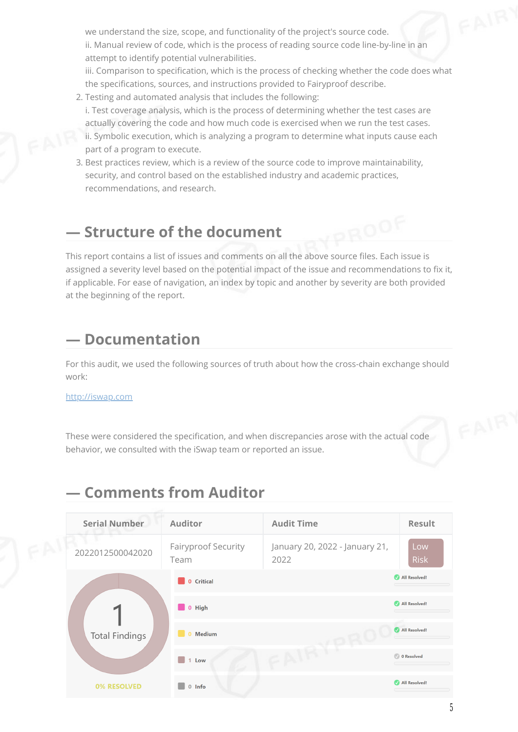we understand the size, scope, and functionality of the project's source code.

ii. Manual review of code, which is the process of reading source code line-by-line in an attempt to identify potential vulnerabilities.

iii. Comparison to specification, which is the process of checking whether the code does what the specifications, sources, and instructions provided to Fairyproof describe.

2. Testing and automated analysis that includes the following:

   i. Test coverage analysis, which is the process of determining whether the test cases are actually covering the code and how much code is exercised when we run the test cases.

   ii. Symbolic execution, which is analyzing a program to determine what inputs cause each part of a program to execute.

3. Best practices review, which is a review of the source code to improve maintainability, security, and control based on the established industry and academic practices, recommendations, and research.

## — Structure of the document

This report contains a list of issues and comments on all the above source files. Each issue is assigned a severity level based on the potential impact of the issue and recommendations to fix it, if applicable. For ease of navigation, an index by topic and another by severity are both provided at the beginning of the report.

## — Documentation

For this audit, we used the following sources of truth about how the cross-chain exchange should work:

http://iswap.com

These were considered the specification, and when discrepancies arose with the actual code behavior, we consulted with the iSwap team or reported an issue.

## — Comments from Auditor

| Serial Number | Auditor | Audit Time | Result |
| --- | --- | --- | --- |
| 2022012500042020 | Fairyproof Security Team | January 20, 2022 - January 21, 2022 | Low Risk |

1 Total Findings

0% RESOLVED

| Severity | Count | Status |
| --- | --- | --- |
| Critical | 0 | All Resolved! |
| High | 0 | All Resolved! |
| Medium | 0 | All Resolved! |
| Low | 1 | 0 Resolved |
| Info | 0 | All Resolved! |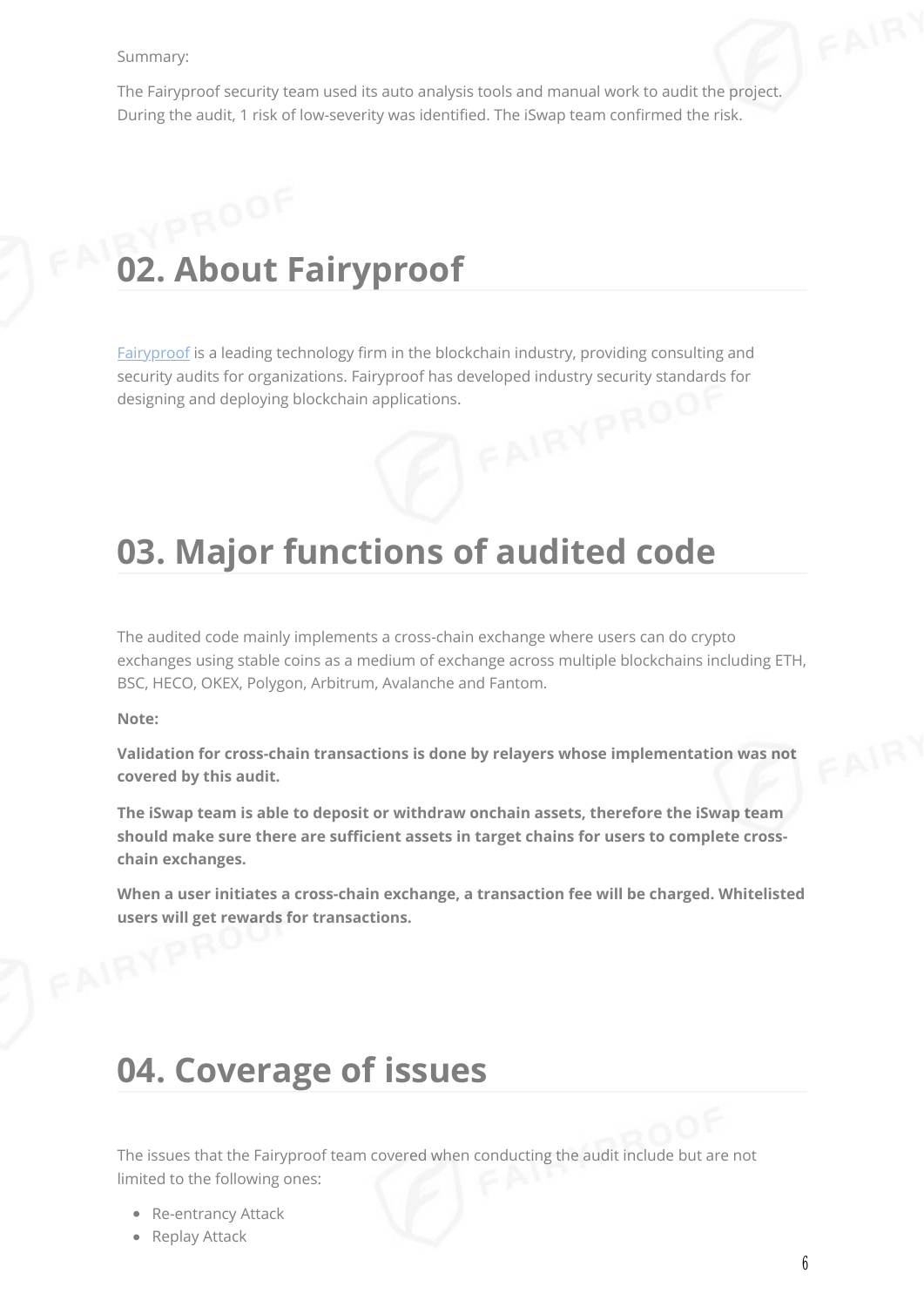Summary:

The Fairyproof security team used its auto analysis tools and manual work to audit the project. During the audit, 1 risk of low-severity was identified. The iSwap team confirmed the risk.

# 02. About Fairyproof

[Fairyproof] is a leading technology firm in the blockchain industry, providing consulting and security audits for organizations. Fairyproof has developed industry security standards for designing and deploying blockchain applications.

# 03. Major functions of audited code

The audited code mainly implements a cross-chain exchange where users can do crypto exchanges using stable coins as a medium of exchange across multiple blockchains including ETH, BSC, HECO, OKEX, Polygon, Arbitrum, Avalanche and Fantom.

**Note:**

**Validation for cross-chain transactions is done by relayers whose implementation was not covered by this audit.**

**The iSwap team is able to deposit or withdraw onchain assets, therefore the iSwap team should make sure there are sufficient assets in target chains for users to complete cross-chain exchanges.**

**When a user initiates a cross-chain exchange, a transaction fee will be charged. Whitelisted users will get rewards for transactions.**

# 04. Coverage of issues

The issues that the Fairyproof team covered when conducting the audit include but are not limited to the following ones:

- Re-entrancy Attack
- Replay Attack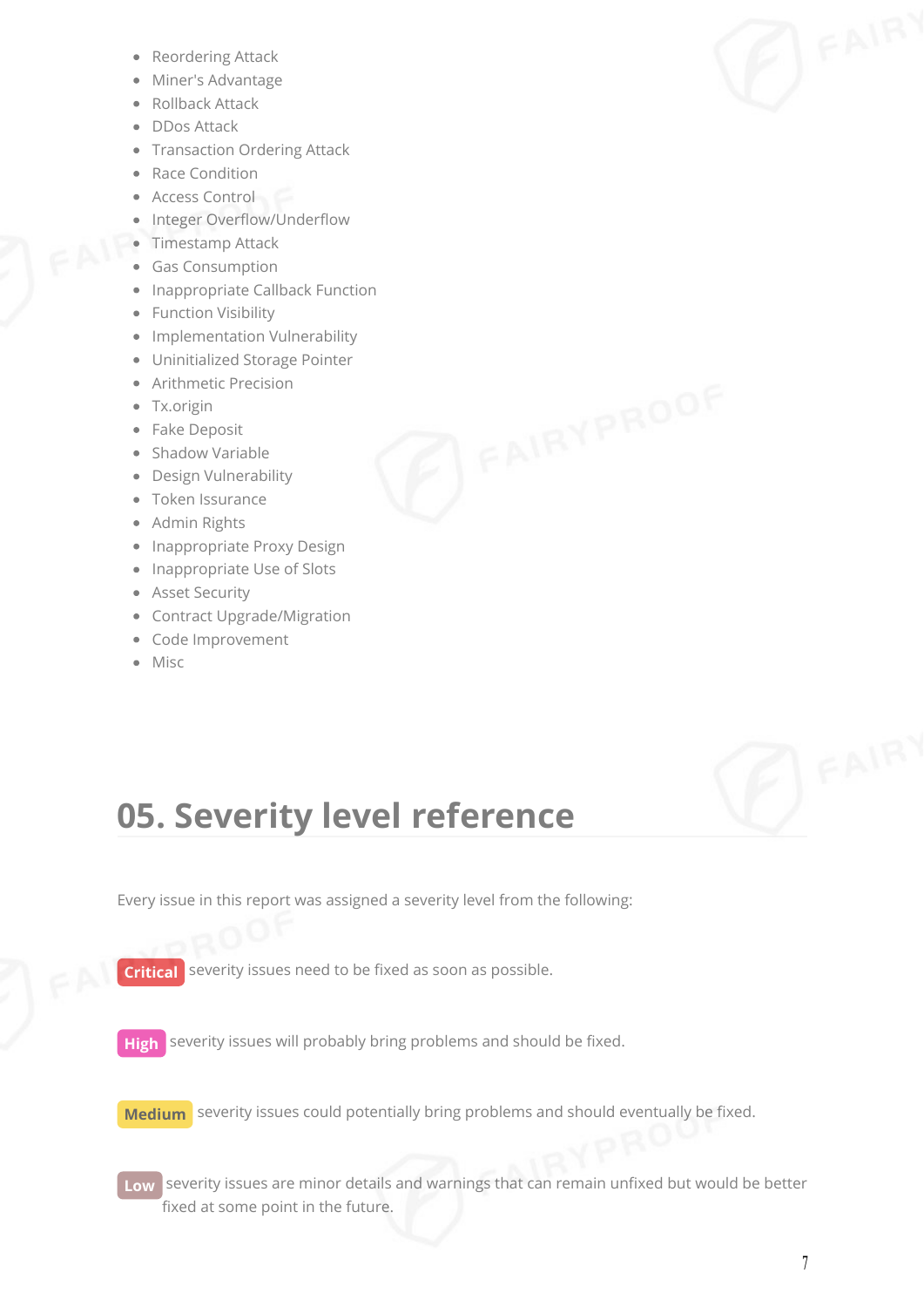- Reordering Attack
- Miner's Advantage
- Rollback Attack
- DDos Attack
- Transaction Ordering Attack
- Race Condition
- Access Control
- Integer Overflow/Underflow
- Timestamp Attack
- Gas Consumption
- Inappropriate Callback Function
- Function Visibility
- Implementation Vulnerability
- Uninitialized Storage Pointer
- Arithmetic Precision
- Tx.origin
- Fake Deposit
- Shadow Variable
- Design Vulnerability
- Token Issurance
- Admin Rights
- Inappropriate Proxy Design
- Inappropriate Use of Slots
- Asset Security
- Contract Upgrade/Migration
- Code Improvement
- Misc

## 05. Severity level reference

Every issue in this report was assigned a severity level from the following:

**Critical** severity issues need to be fixed as soon as possible.

**High** severity issues will probably bring problems and should be fixed.

**Medium** severity issues could potentially bring problems and should eventually be fixed.

**Low** severity issues are minor details and warnings that can remain unfixed but would be better fixed at some point in the future.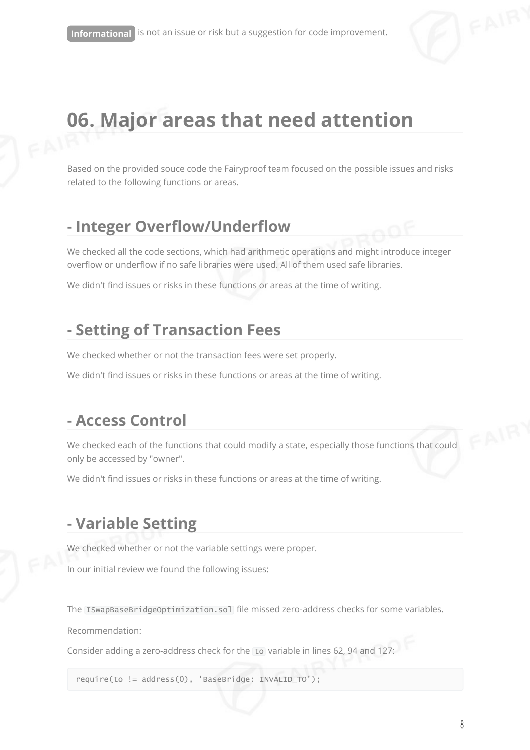**Informational** is not an issue or risk but a suggestion for code improvement.

# 06. Major areas that need attention

Based on the provided souce code the Fairyproof team focused on the possible issues and risks related to the following functions or areas.

## - Integer Overflow/Underflow

We checked all the code sections, which had arithmetic operations and might introduce integer overflow or underflow if no safe libraries were used. All of them used safe libraries.

We didn't find issues or risks in these functions or areas at the time of writing.

## - Setting of Transaction Fees

We checked whether or not the transaction fees were set properly.

We didn't find issues or risks in these functions or areas at the time of writing.

## - Access Control

We checked each of the functions that could modify a state, especially those functions that could only be accessed by "owner".

We didn't find issues or risks in these functions or areas at the time of writing.

## - Variable Setting

We checked whether or not the variable settings were proper.

In our initial review we found the following issues:

The `ISwapBaseBridgeOptimization.sol` file missed zero-address checks for some variables.

Recommendation:

Consider adding a zero-address check for the `to` variable in lines 62, 94 and 127:

```
require(to != address(0), 'BaseBridge: INVALID_TO');
```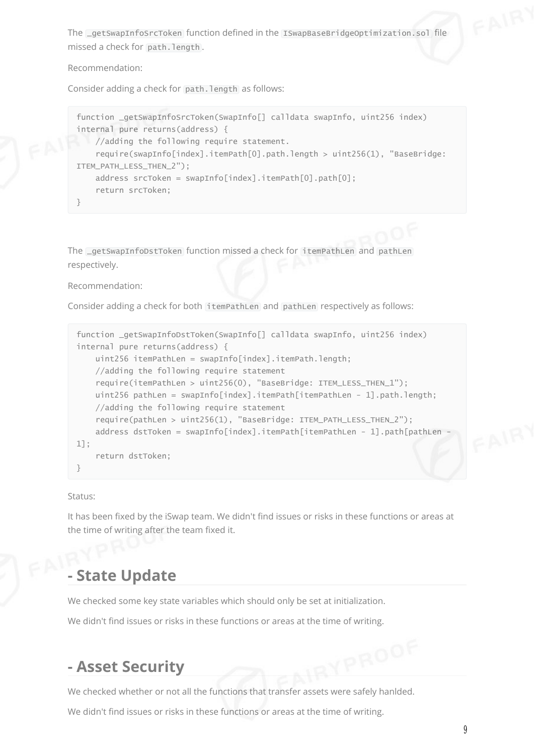The `_getSwapInfoSrcToken` function defined in the `ISwapBaseBridgeOptimization.sol` file missed a check for `path.length`.

Recommendation:

Consider adding a check for `path.length` as follows:

```
function _getSwapInfoSrcToken(SwapInfo[] calldata swapInfo, uint256 index)
internal pure returns(address) {
    //adding the following require statement.
    require(swapInfo[index].itemPath[0].path.length > uint256(1), "BaseBridge:
ITEM_PATH_LESS_THEN_2");
    address srcToken = swapInfo[index].itemPath[0].path[0];
    return srcToken;
}
```

The `_getSwapInfoDstToken` function missed a check for `itemPathLen` and `pathLen` respectively.

Recommendation:

Consider adding a check for both `itemPathLen` and `pathLen` respectively as follows:

```
function _getSwapInfoDstToken(SwapInfo[] calldata swapInfo, uint256 index)
internal pure returns(address) {
    uint256 itemPathLen = swapInfo[index].itemPath.length;
    //adding the following require statement
    require(itemPathLen > uint256(0), "BaseBridge: ITEM_LESS_THEN_1");
    uint256 pathLen = swapInfo[index].itemPath[itemPathLen - 1].path.length;
    //adding the following require statement
    require(pathLen > uint256(1), "BaseBridge: ITEM_PATH_LESS_THEN_2");
    address dstToken = swapInfo[index].itemPath[itemPathLen - 1].path[pathLen -
1];
    return dstToken;
}
```

Status:

It has been fixed by the iSwap team. We didn't find issues or risks in these functions or areas at the time of writing after the team fixed it.

## - State Update

We checked some key state variables which should only be set at initialization.

We didn't find issues or risks in these functions or areas at the time of writing.

## - Asset Security

We checked whether or not all the functions that transfer assets were safely hanlded.

We didn't find issues or risks in these functions or areas at the time of writing.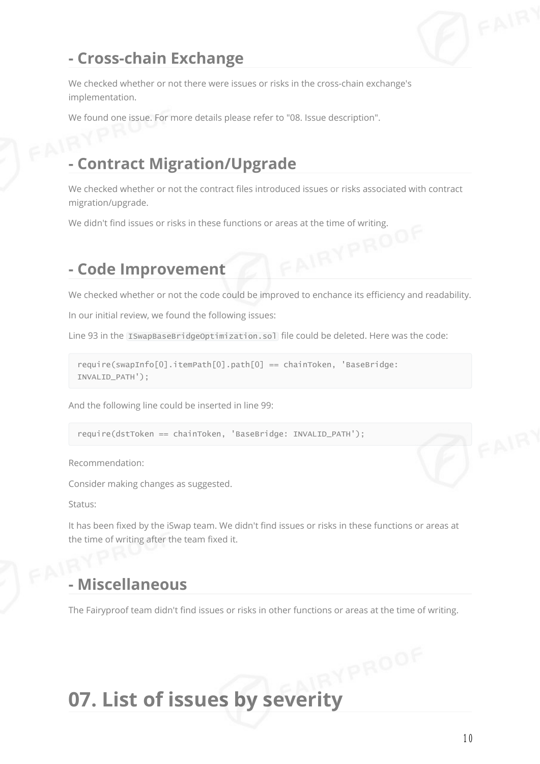## - Cross-chain Exchange

We checked whether or not there were issues or risks in the cross-chain exchange's implementation.

We found one issue. For more details please refer to "08. Issue description".

## - Contract Migration/Upgrade

We checked whether or not the contract files introduced issues or risks associated with contract migration/upgrade.

We didn't find issues or risks in these functions or areas at the time of writing.

## - Code Improvement

We checked whether or not the code could be improved to enchance its efficiency and readability.

In our initial review, we found the following issues:

Line 93 in the `ISwapBaseBridgeOptimization.sol` file could be deleted. Here was the code:

```
require(swapInfo[0].itemPath[0].path[0] == chainToken, 'BaseBridge: INVALID_PATH');
```

And the following line could be inserted in line 99:

```
require(dstToken == chainToken, 'BaseBridge: INVALID_PATH');
```

Recommendation:

Consider making changes as suggested.

Status:

It has been fixed by the iSwap team. We didn't find issues or risks in these functions or areas at the time of writing after the team fixed it.

## - Miscellaneous

The Fairyproof team didn't find issues or risks in other functions or areas at the time of writing.

# 07. List of issues by severity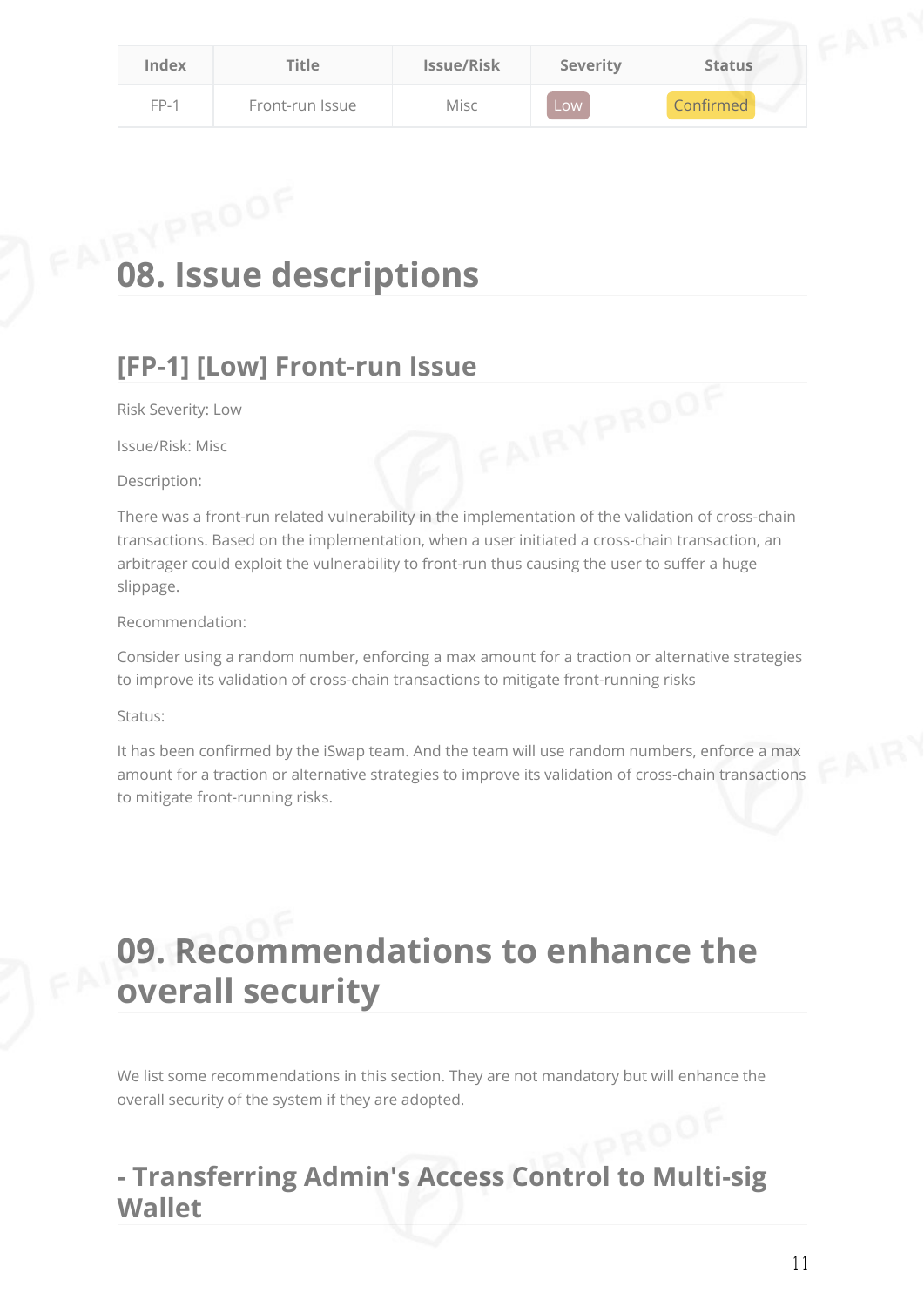| Index | Title | Issue/Risk | Severity | Status |
| --- | --- | --- | --- | --- |
| FP-1 | Front-run Issue | Misc | Low | Confirmed |

# 08. Issue descriptions

## [FP-1] [Low] Front-run Issue

Risk Severity: Low

Issue/Risk: Misc

Description:

There was a front-run related vulnerability in the implementation of the validation of cross-chain transactions. Based on the implementation, when a user initiated a cross-chain transaction, an arbitrager could exploit the vulnerability to front-run thus causing the user to suffer a huge slippage.

Recommendation:

Consider using a random number, enforcing a max amount for a traction or alternative strategies to improve its validation of cross-chain transactions to mitigate front-running risks

Status:

It has been confirmed by the iSwap team. And the team will use random numbers, enforce a max amount for a traction or alternative strategies to improve its validation of cross-chain transactions to mitigate front-running risks.

# 09. Recommendations to enhance the overall security

We list some recommendations in this section. They are not mandatory but will enhance the overall security of the system if they are adopted.

## - Transferring Admin's Access Control to Multi-sig Wallet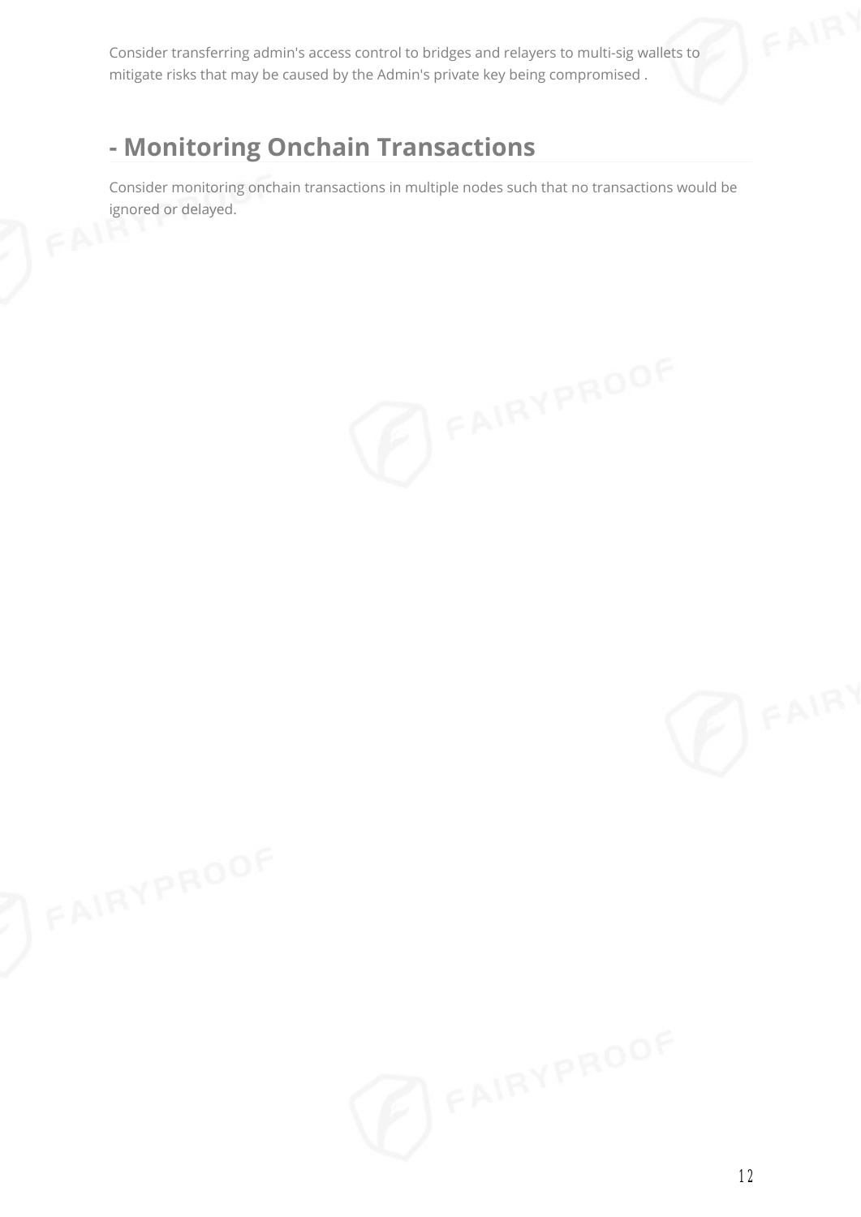Consider transferring admin's access control to bridges and relayers to multi-sig wallets to mitigate risks that may be caused by the Admin's private key being compromised .

## - Monitoring Onchain Transactions

Consider monitoring onchain transactions in multiple nodes such that no transactions would be ignored or delayed.